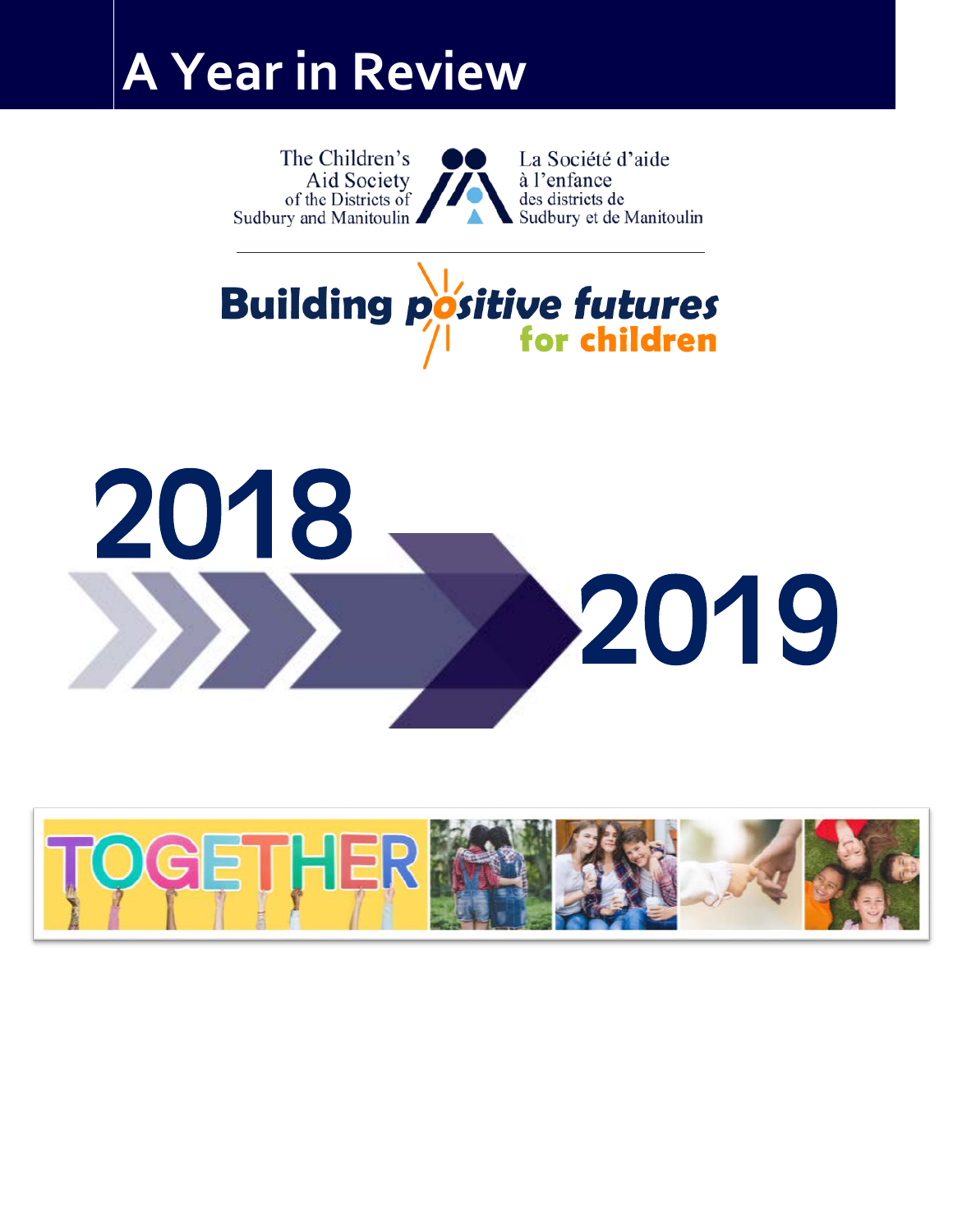# A Year in Review

The Children's Aid Society of the Districts of Sudbury and Manitoulin

La Société d'aide à l'enfance des districts de Sudbury et de Manitoulin

**Building positive futures for children**

# 2018 2019

TOGETHER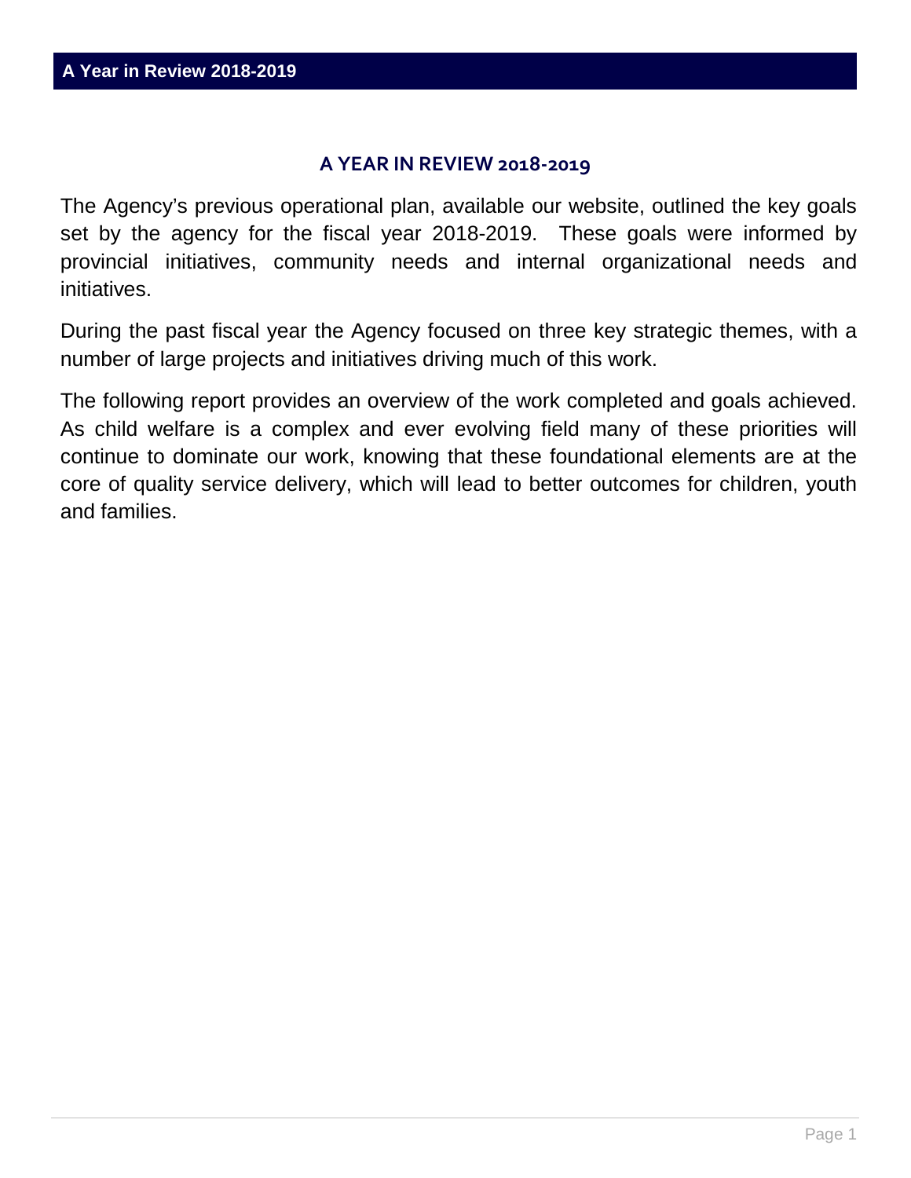# A YEAR IN REVIEW 2018-2019

The Agency's previous operational plan, available our website, outlined the key goals set by the agency for the fiscal year 2018-2019. These goals were informed by provincial initiatives, community needs and internal organizational needs and initiatives.

During the past fiscal year the Agency focused on three key strategic themes, with a number of large projects and initiatives driving much of this work.

The following report provides an overview of the work completed and goals achieved. As child welfare is a complex and ever evolving field many of these priorities will continue to dominate our work, knowing that these foundational elements are at the core of quality service delivery, which will lead to better outcomes for children, youth and families.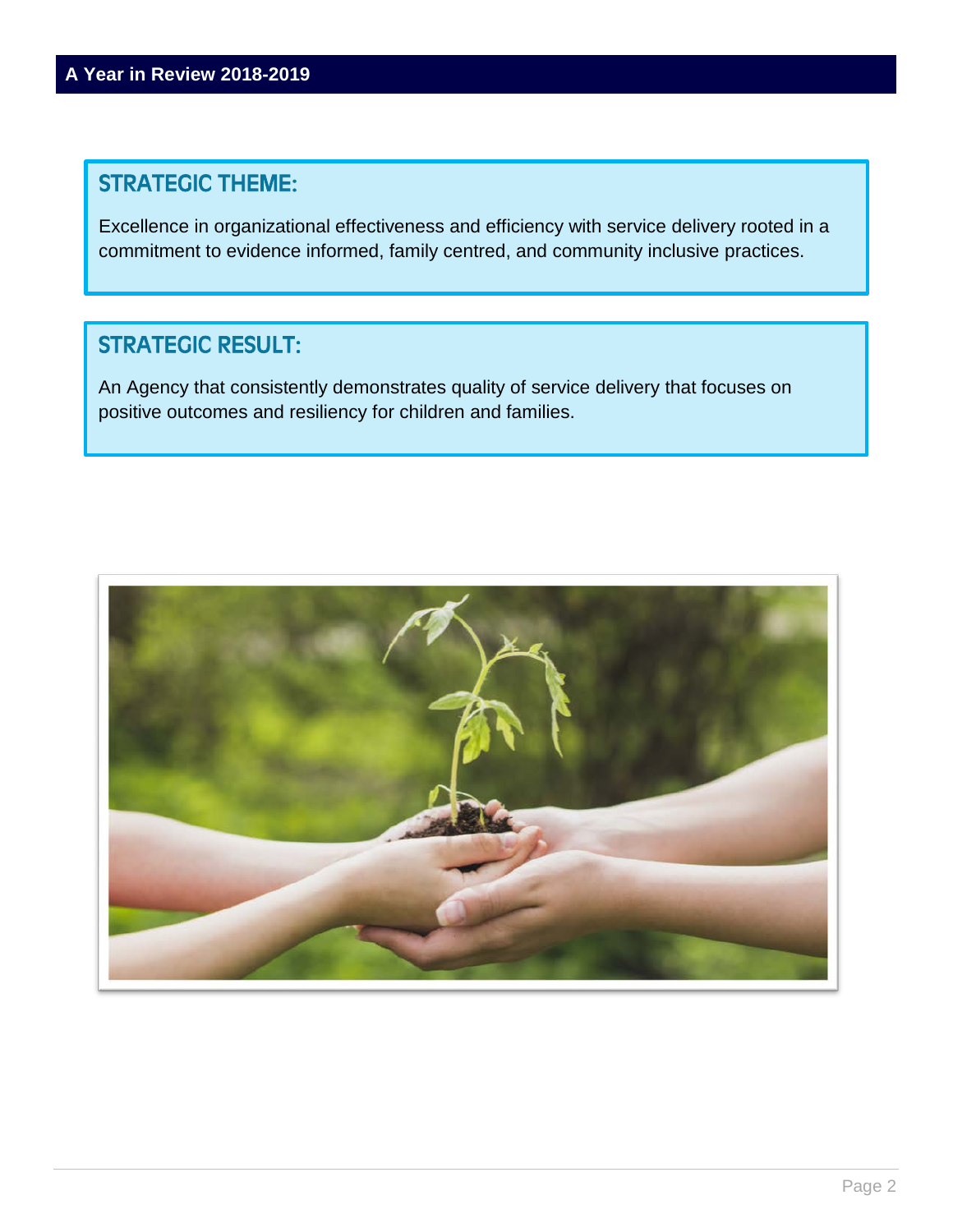## STRATEGIC THEME:

Excellence in organizational effectiveness and efficiency with service delivery rooted in a commitment to evidence informed, family centred, and community inclusive practices.

## STRATEGIC RESULT:

An Agency that consistently demonstrates quality of service delivery that focuses on positive outcomes and resiliency for children and families.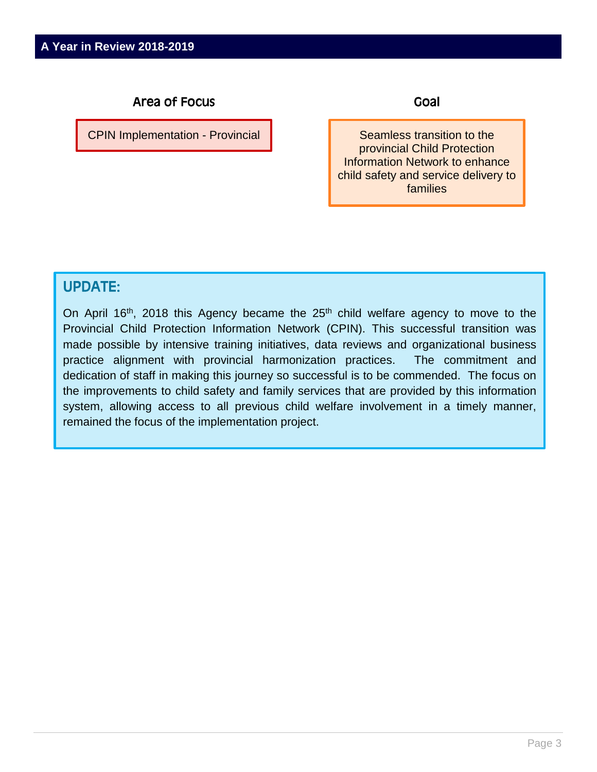## A Year in Review 2018-2019

| Area of Focus | Goal |
| --- | --- |
| CPIN Implementation - Provincial | Seamless transition to the provincial Child Protection Information Network to enhance child safety and service delivery to families |

### UPDATE:

On April 16th, 2018 this Agency became the 25th child welfare agency to move to the Provincial Child Protection Information Network (CPIN). This successful transition was made possible by intensive training initiatives, data reviews and organizational business practice alignment with provincial harmonization practices. The commitment and dedication of staff in making this journey so successful is to be commended. The focus on the improvements to child safety and family services that are provided by this information system, allowing access to all previous child welfare involvement in a timely manner, remained the focus of the implementation project.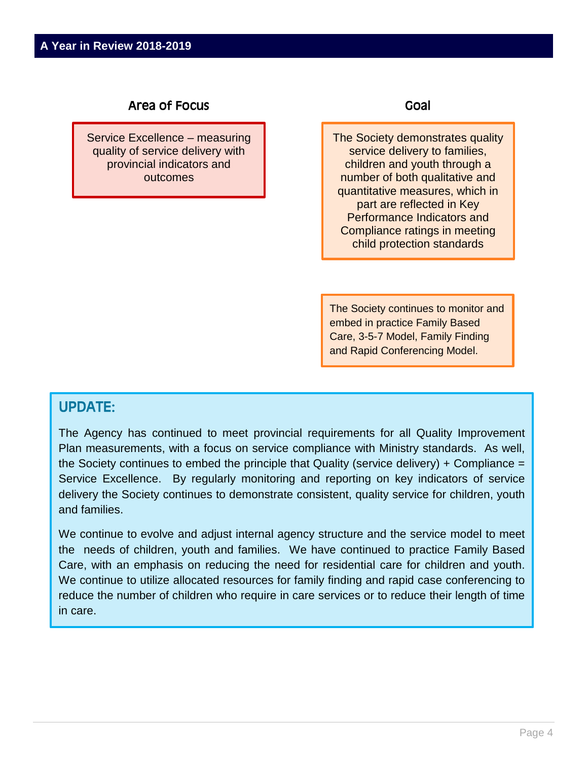## A Year in Review 2018-2019

| Area of Focus | Goal |
| --- | --- |
| Service Excellence – measuring quality of service delivery with provincial indicators and outcomes | The Society demonstrates quality service delivery to families, children and youth through a number of both qualitative and quantitative measures, which in part are reflected in Key Performance Indicators and Compliance ratings in meeting child protection standards |
| | The Society continues to monitor and embed in practice Family Based Care, 3-5-7 Model, Family Finding and Rapid Conferencing Model. |

### UPDATE:

The Agency has continued to meet provincial requirements for all Quality Improvement Plan measurements, with a focus on service compliance with Ministry standards. As well, the Society continues to embed the principle that Quality (service delivery) + Compliance = Service Excellence. By regularly monitoring and reporting on key indicators of service delivery the Society continues to demonstrate consistent, quality service for children, youth and families.

We continue to evolve and adjust internal agency structure and the service model to meet the needs of children, youth and families. We have continued to practice Family Based Care, with an emphasis on reducing the need for residential care for children and youth. We continue to utilize allocated resources for family finding and rapid case conferencing to reduce the number of children who require in care services or to reduce their length of time in care.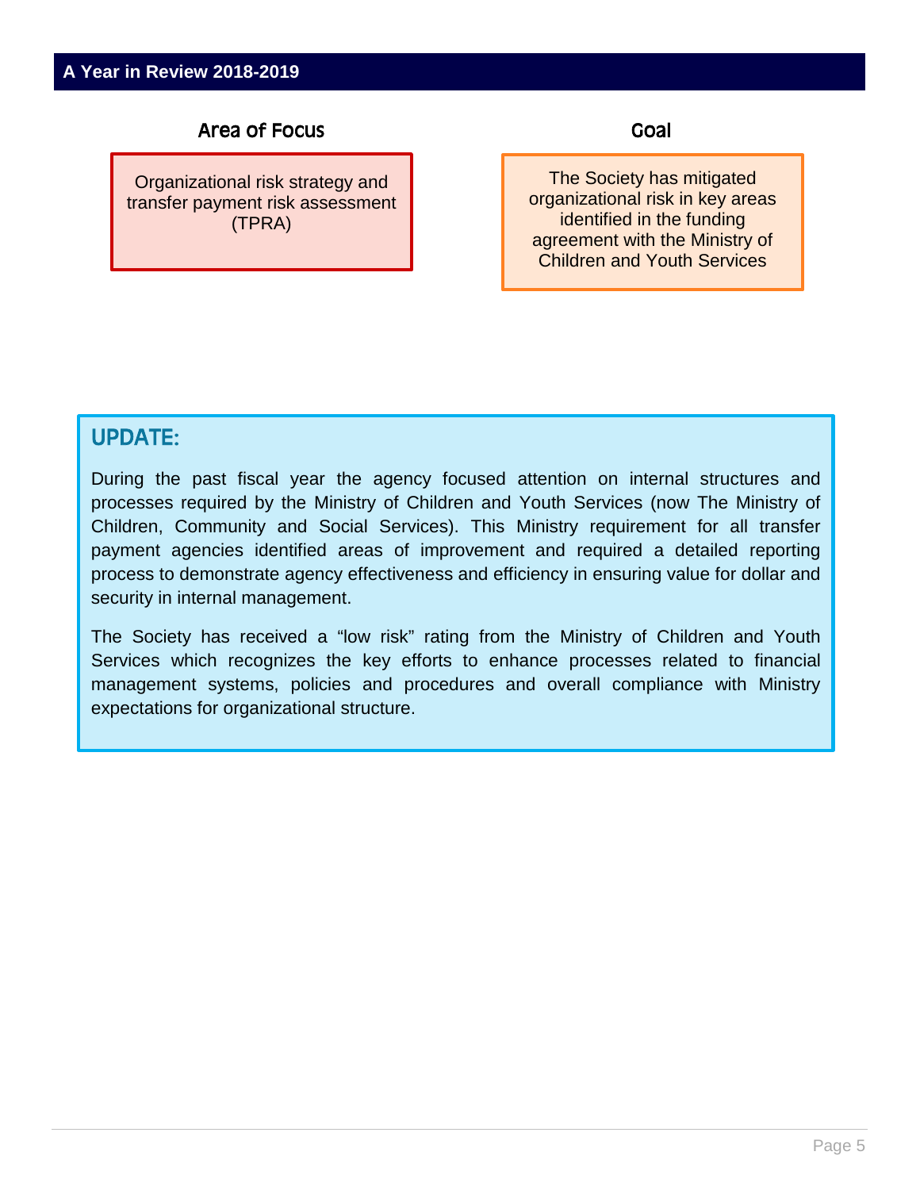## A Year in Review 2018-2019

| Area of Focus | Goal |
| --- | --- |
| Organizational risk strategy and transfer payment risk assessment (TPRA) | The Society has mitigated organizational risk in key areas identified in the funding agreement with the Ministry of Children and Youth Services |

### UPDATE:

During the past fiscal year the agency focused attention on internal structures and processes required by the Ministry of Children and Youth Services (now The Ministry of Children, Community and Social Services). This Ministry requirement for all transfer payment agencies identified areas of improvement and required a detailed reporting process to demonstrate agency effectiveness and efficiency in ensuring value for dollar and security in internal management.

The Society has received a "low risk" rating from the Ministry of Children and Youth Services which recognizes the key efforts to enhance processes related to financial management systems, policies and procedures and overall compliance with Ministry expectations for organizational structure.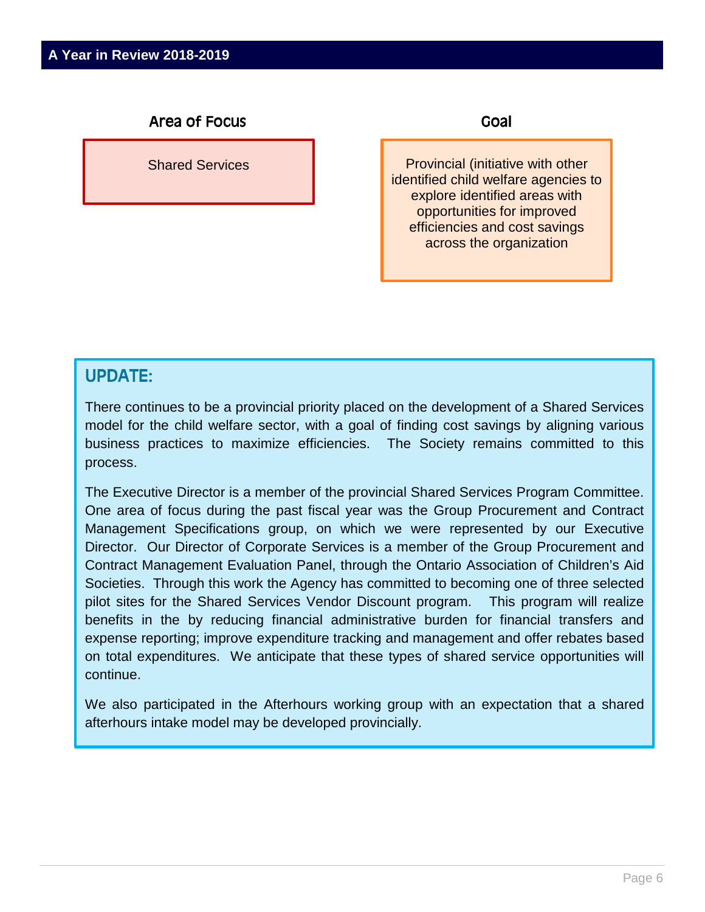## A Year in Review 2018-2019

| Area of Focus | Goal |
| --- | --- |
| Shared Services | Provincial (initiative with other identified child welfare agencies to explore identified areas with opportunities for improved efficiencies and cost savings across the organization |

### UPDATE:

There continues to be a provincial priority placed on the development of a Shared Services model for the child welfare sector, with a goal of finding cost savings by aligning various business practices to maximize efficiencies. The Society remains committed to this process.

The Executive Director is a member of the provincial Shared Services Program Committee. One area of focus during the past fiscal year was the Group Procurement and Contract Management Specifications group, on which we were represented by our Executive Director. Our Director of Corporate Services is a member of the Group Procurement and Contract Management Evaluation Panel, through the Ontario Association of Children's Aid Societies. Through this work the Agency has committed to becoming one of three selected pilot sites for the Shared Services Vendor Discount program. This program will realize benefits in the by reducing financial administrative burden for financial transfers and expense reporting; improve expenditure tracking and management and offer rebates based on total expenditures. We anticipate that these types of shared service opportunities will continue.

We also participated in the Afterhours working group with an expectation that a shared afterhours intake model may be developed provincially.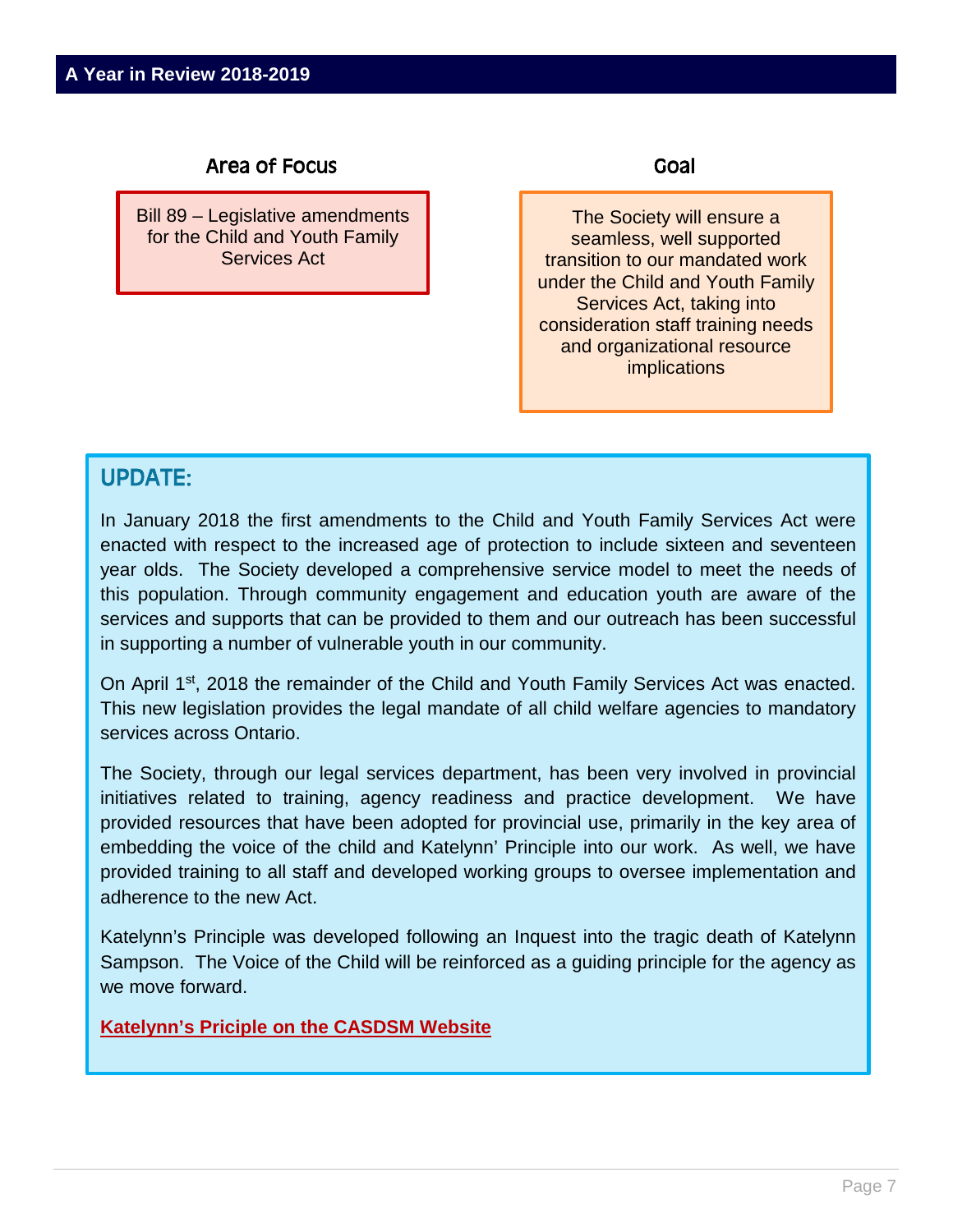A Year in Review 2018-2019

| Area of Focus | Goal |
| --- | --- |
| Bill 89 – Legislative amendments for the Child and Youth Family Services Act | The Society will ensure a seamless, well supported transition to our mandated work under the Child and Youth Family Services Act, taking into consideration staff training needs and organizational resource implications |

## UPDATE:

In January 2018 the first amendments to the Child and Youth Family Services Act were enacted with respect to the increased age of protection to include sixteen and seventeen year olds. The Society developed a comprehensive service model to meet the needs of this population. Through community engagement and education youth are aware of the services and supports that can be provided to them and our outreach has been successful in supporting a number of vulnerable youth in our community.

On April 1st, 2018 the remainder of the Child and Youth Family Services Act was enacted. This new legislation provides the legal mandate of all child welfare agencies to mandatory services across Ontario.

The Society, through our legal services department, has been very involved in provincial initiatives related to training, agency readiness and practice development. We have provided resources that have been adopted for provincial use, primarily in the key area of embedding the voice of the child and Katelynn' Principle into our work. As well, we have provided training to all staff and developed working groups to oversee implementation and adherence to the new Act.

Katelynn's Principle was developed following an Inquest into the tragic death of Katelynn Sampson. The Voice of the Child will be reinforced as a guiding principle for the agency as we move forward.

**Katelynn's Priciple on the CASDSM Website**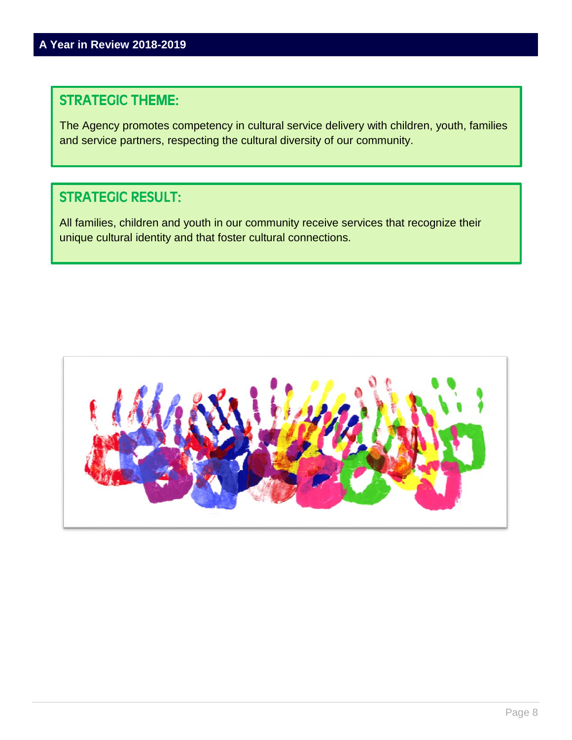## STRATEGIC THEME:

The Agency promotes competency in cultural service delivery with children, youth, families and service partners, respecting the cultural diversity of our community.

## STRATEGIC RESULT:

All families, children and youth in our community receive services that recognize their unique cultural identity and that foster cultural connections.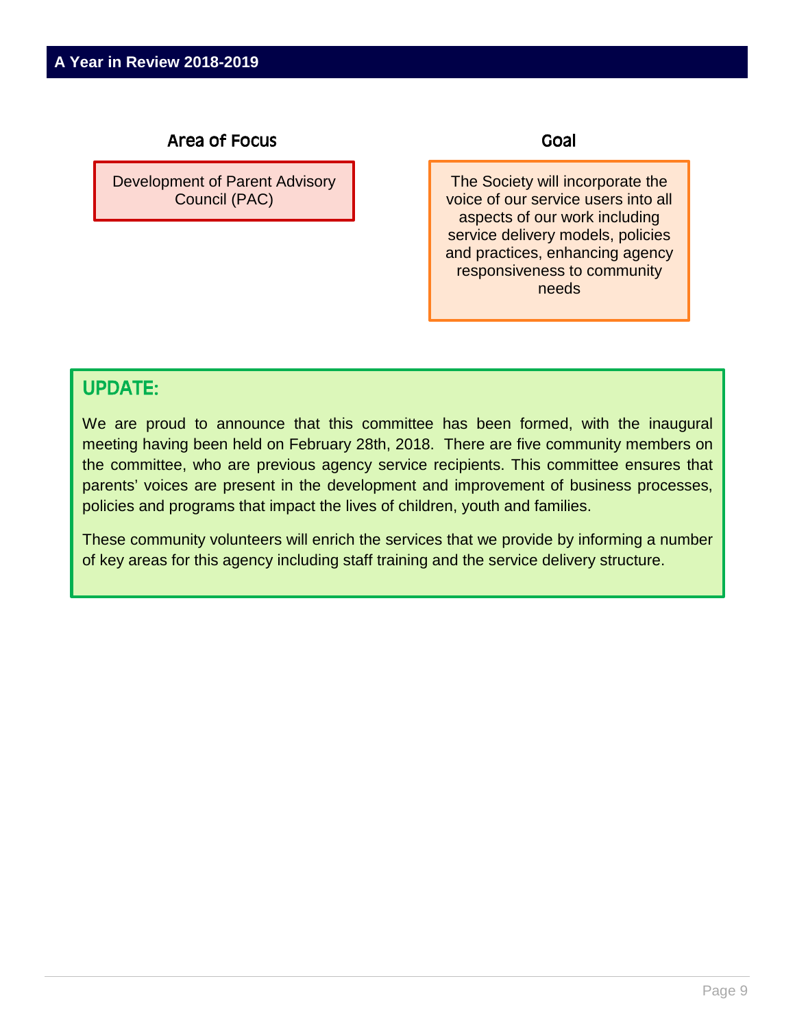## Area of Focus

Development of Parent Advisory Council (PAC)

## Goal

The Society will incorporate the voice of our service users into all aspects of our work including service delivery models, policies and practices, enhancing agency responsiveness to community needs

## UPDATE:

We are proud to announce that this committee has been formed, with the inaugural meeting having been held on February 28th, 2018. There are five community members on the committee, who are previous agency service recipients. This committee ensures that parents' voices are present in the development and improvement of business processes, policies and programs that impact the lives of children, youth and families.

These community volunteers will enrich the services that we provide by informing a number of key areas for this agency including staff training and the service delivery structure.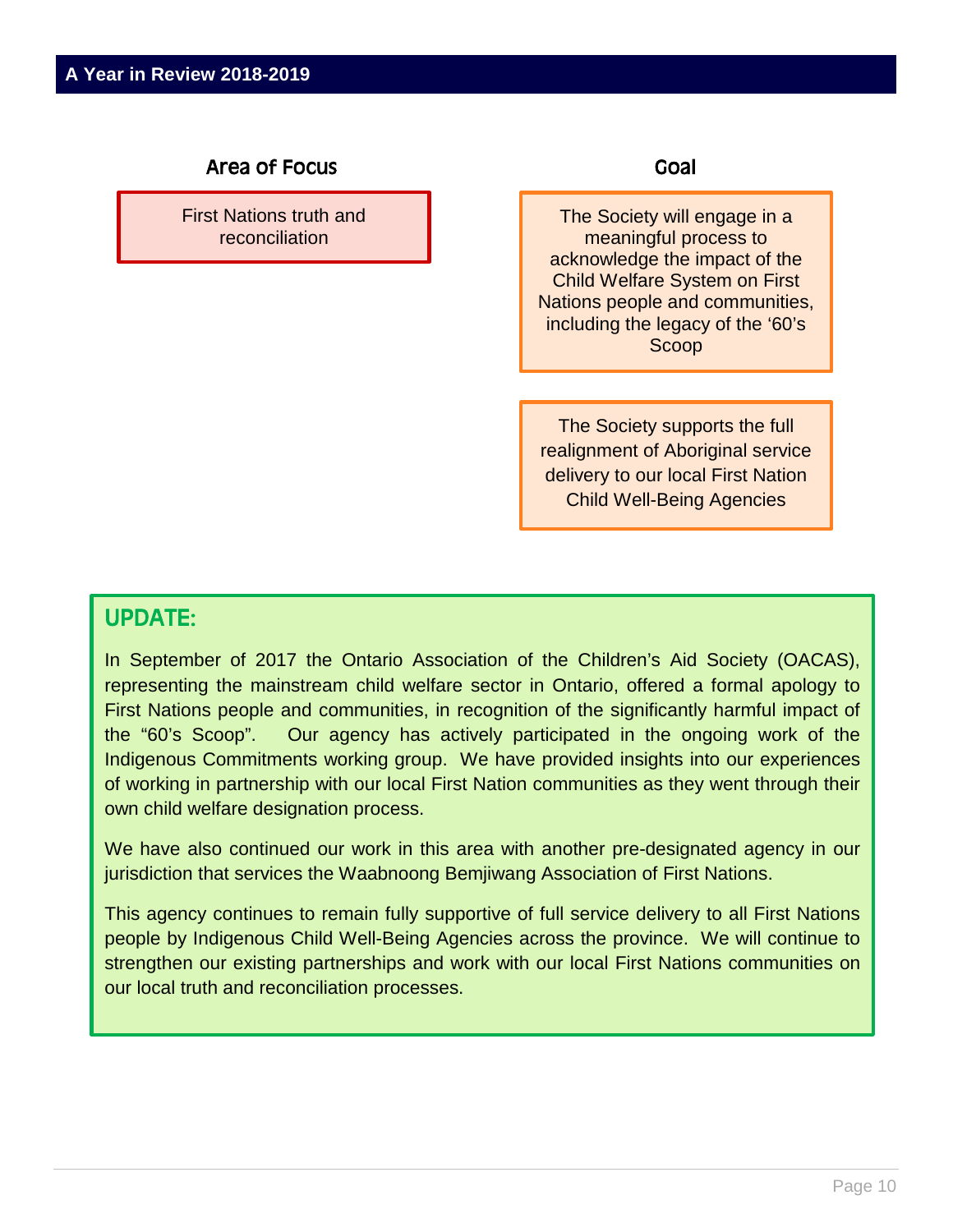| Area of Focus | Goal |
| --- | --- |
| First Nations truth and reconciliation | The Society will engage in a meaningful process to acknowledge the impact of the Child Welfare System on First Nations people and communities, including the legacy of the '60's Scoop |
| | The Society supports the full realignment of Aboriginal service delivery to our local First Nation Child Well-Being Agencies |

## UPDATE:

In September of 2017 the Ontario Association of the Children's Aid Society (OACAS), representing the mainstream child welfare sector in Ontario, offered a formal apology to First Nations people and communities, in recognition of the significantly harmful impact of the "60's Scoop". Our agency has actively participated in the ongoing work of the Indigenous Commitments working group. We have provided insights into our experiences of working in partnership with our local First Nation communities as they went through their own child welfare designation process.

We have also continued our work in this area with another pre-designated agency in our jurisdiction that services the Waabnoong Bemjiwang Association of First Nations.

This agency continues to remain fully supportive of full service delivery to all First Nations people by Indigenous Child Well-Being Agencies across the province. We will continue to strengthen our existing partnerships and work with our local First Nations communities on our local truth and reconciliation processes.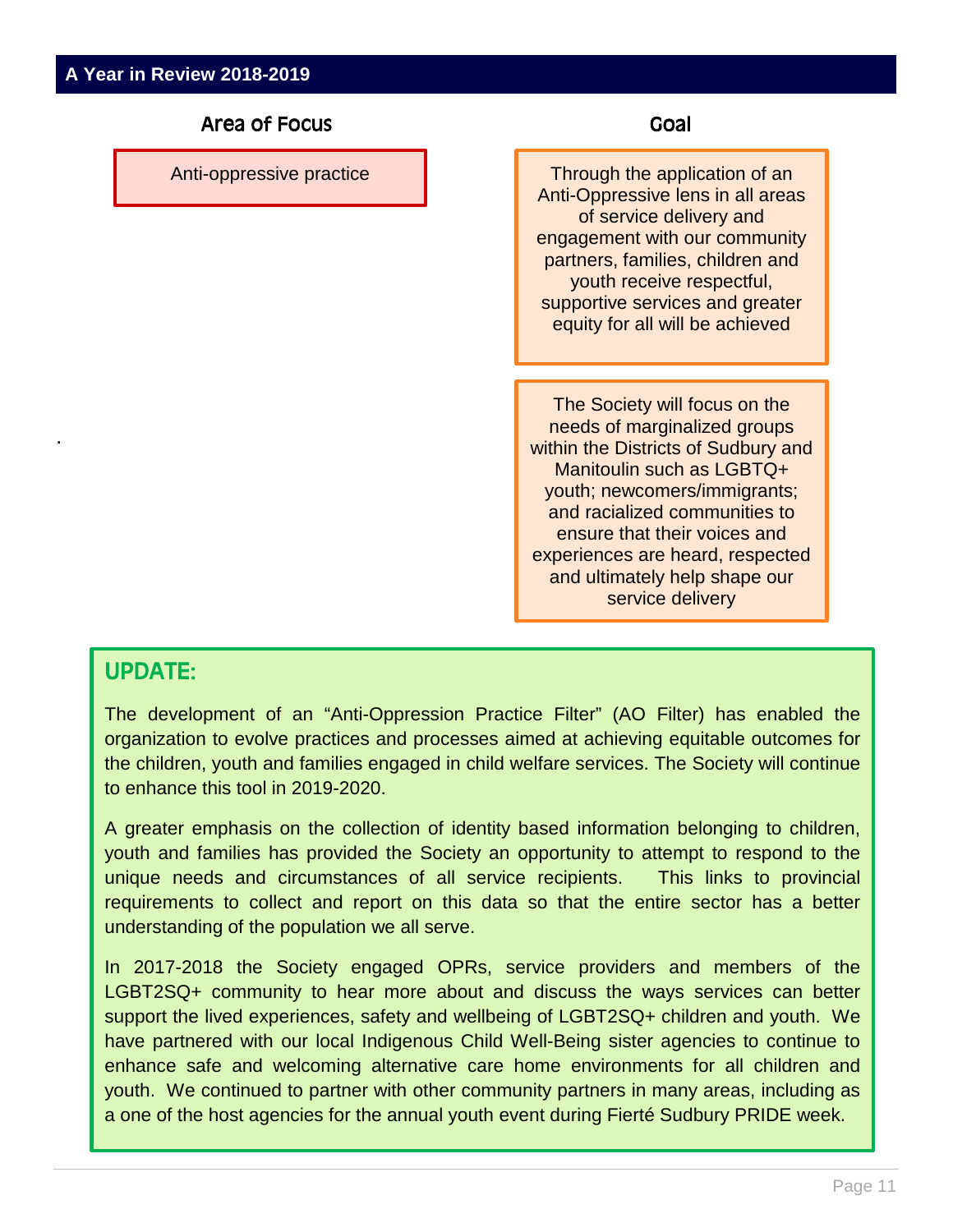## A Year in Review 2018-2019

| Area of Focus | Goal |
| --- | --- |
| Anti-oppressive practice | Through the application of an Anti-Oppressive lens in all areas of service delivery and engagement with our community partners, families, children and youth receive respectful, supportive services and greater equity for all will be achieved |
| | The Society will focus on the needs of marginalized groups within the Districts of Sudbury and Manitoulin such as LGBTQ+ youth; newcomers/immigrants; and racialized communities to ensure that their voices and experiences are heard, respected and ultimately help shape our service delivery |

### UPDATE:

The development of an "Anti-Oppression Practice Filter" (AO Filter) has enabled the organization to evolve practices and processes aimed at achieving equitable outcomes for the children, youth and families engaged in child welfare services. The Society will continue to enhance this tool in 2019-2020.

A greater emphasis on the collection of identity based information belonging to children, youth and families has provided the Society an opportunity to attempt to respond to the unique needs and circumstances of all service recipients. This links to provincial requirements to collect and report on this data so that the entire sector has a better understanding of the population we all serve.

In 2017-2018 the Society engaged OPRs, service providers and members of the LGBT2SQ+ community to hear more about and discuss the ways services can better support the lived experiences, safety and wellbeing of LGBT2SQ+ children and youth. We have partnered with our local Indigenous Child Well-Being sister agencies to continue to enhance safe and welcoming alternative care home environments for all children and youth. We continued to partner with other community partners in many areas, including as a one of the host agencies for the annual youth event during Fierté Sudbury PRIDE week.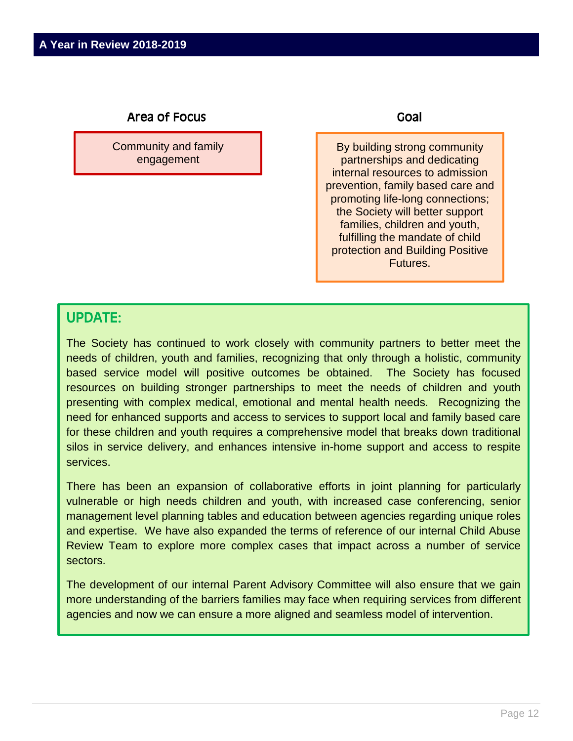### Area of Focus

Community and family engagement

### Goal

By building strong community partnerships and dedicating internal resources to admission prevention, family based care and promoting life-long connections; the Society will better support families, children and youth, fulfilling the mandate of child protection and Building Positive Futures.

## UPDATE:

The Society has continued to work closely with community partners to better meet the needs of children, youth and families, recognizing that only through a holistic, community based service model will positive outcomes be obtained. The Society has focused resources on building stronger partnerships to meet the needs of children and youth presenting with complex medical, emotional and mental health needs. Recognizing the need for enhanced supports and access to services to support local and family based care for these children and youth requires a comprehensive model that breaks down traditional silos in service delivery, and enhances intensive in-home support and access to respite services.

There has been an expansion of collaborative efforts in joint planning for particularly vulnerable or high needs children and youth, with increased case conferencing, senior management level planning tables and education between agencies regarding unique roles and expertise. We have also expanded the terms of reference of our internal Child Abuse Review Team to explore more complex cases that impact across a number of service sectors.

The development of our internal Parent Advisory Committee will also ensure that we gain more understanding of the barriers families may face when requiring services from different agencies and now we can ensure a more aligned and seamless model of intervention.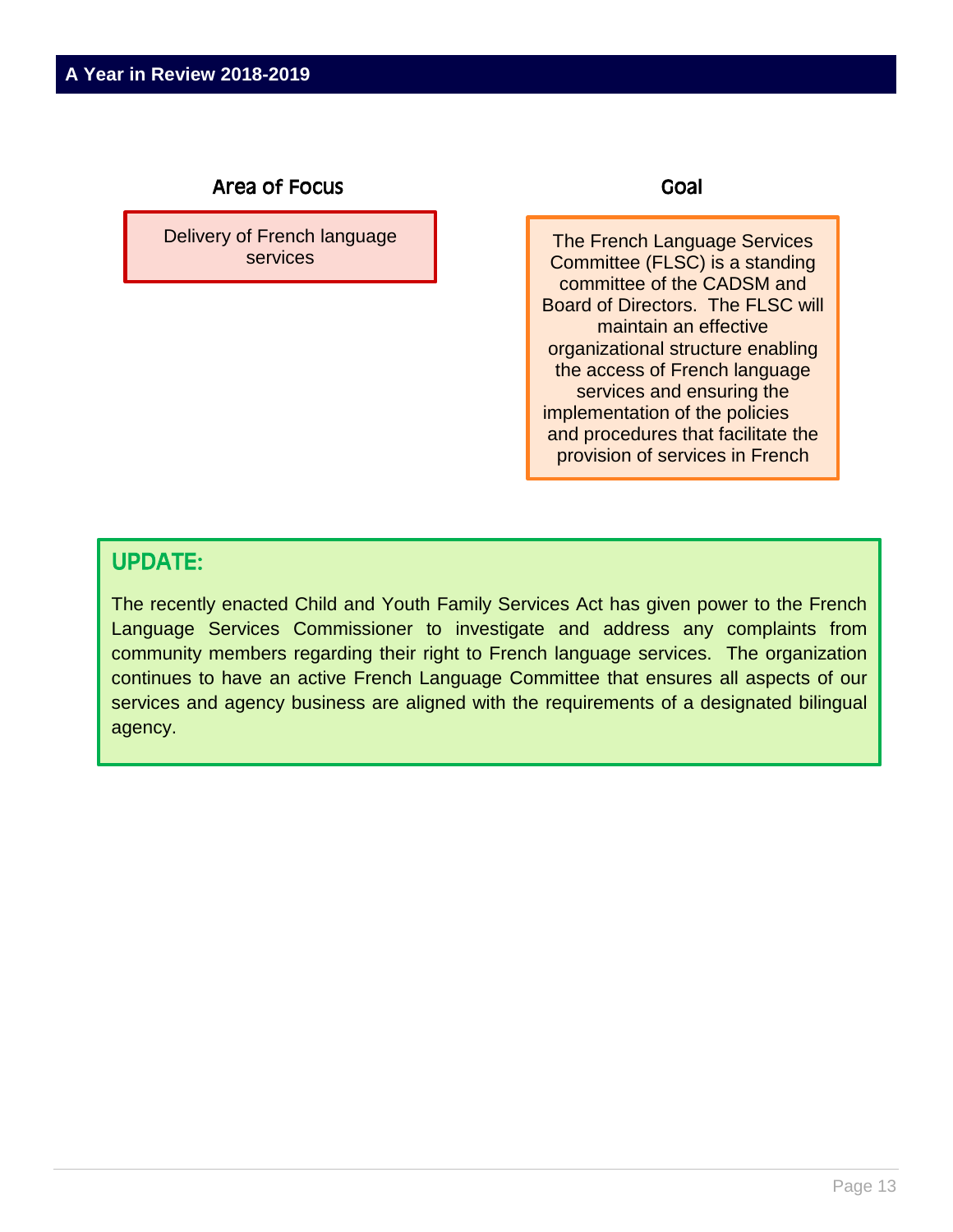## A Year in Review 2018-2019

| Area of Focus | Goal |
|---|---|
| Delivery of French language services | The French Language Services Committee (FLSC) is a standing committee of the CADSM and Board of Directors. The FLSC will maintain an effective organizational structure enabling the access of French language services and ensuring the implementation of the policies and procedures that facilitate the provision of services in French |

### UPDATE:

The recently enacted Child and Youth Family Services Act has given power to the French Language Services Commissioner to investigate and address any complaints from community members regarding their right to French language services. The organization continues to have an active French Language Committee that ensures all aspects of our services and agency business are aligned with the requirements of a designated bilingual agency.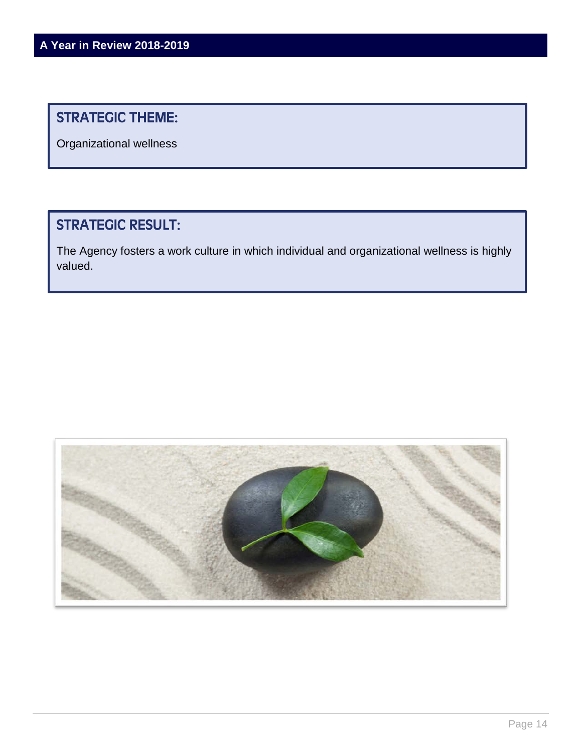## STRATEGIC THEME:

Organizational wellness

## STRATEGIC RESULT:

The Agency fosters a work culture in which individual and organizational wellness is highly valued.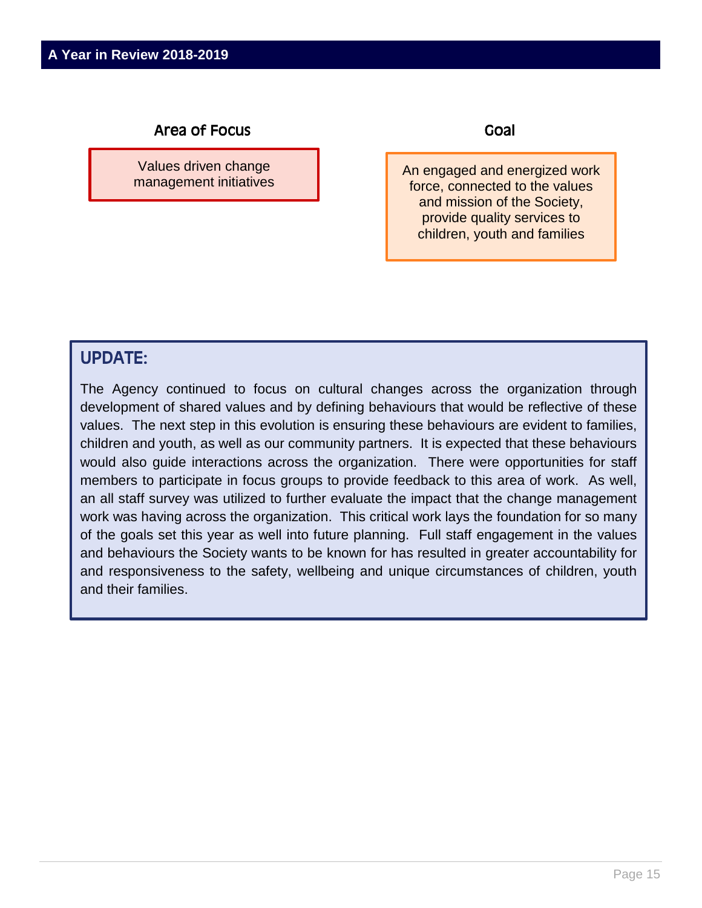**Area of Focus**

Values driven change management initiatives

**Goal**

An engaged and energized work force, connected to the values and mission of the Society, provide quality services to children, youth and families

## UPDATE:

The Agency continued to focus on cultural changes across the organization through development of shared values and by defining behaviours that would be reflective of these values. The next step in this evolution is ensuring these behaviours are evident to families, children and youth, as well as our community partners. It is expected that these behaviours would also guide interactions across the organization. There were opportunities for staff members to participate in focus groups to provide feedback to this area of work. As well, an all staff survey was utilized to further evaluate the impact that the change management work was having across the organization. This critical work lays the foundation for so many of the goals set this year as well into future planning. Full staff engagement in the values and behaviours the Society wants to be known for has resulted in greater accountability for and responsiveness to the safety, wellbeing and unique circumstances of children, youth and their families.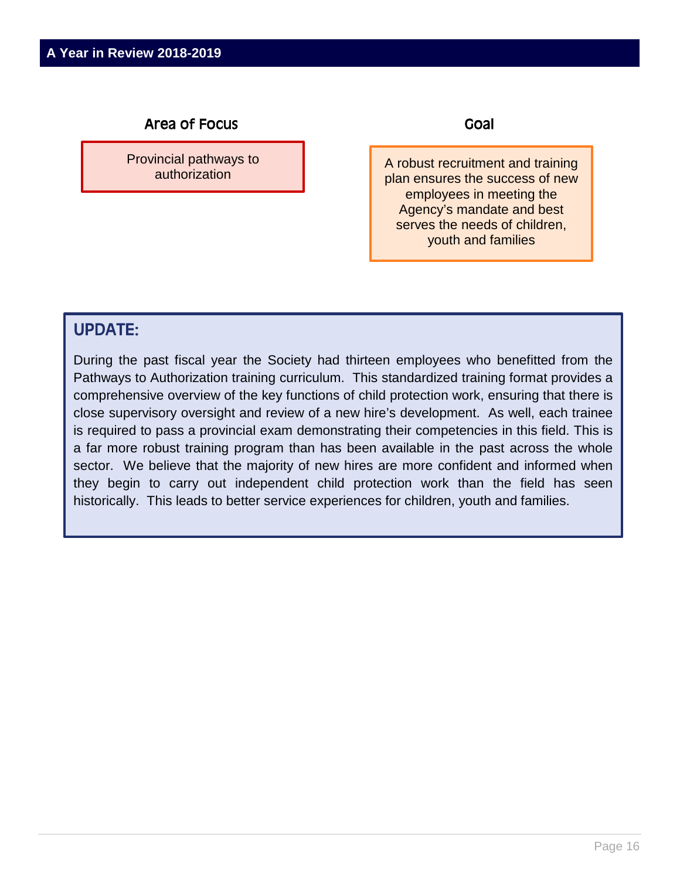**Area of Focus**

Provincial pathways to authorization

**Goal**

A robust recruitment and training plan ensures the success of new employees in meeting the Agency's mandate and best serves the needs of children, youth and families

## UPDATE:

During the past fiscal year the Society had thirteen employees who benefitted from the Pathways to Authorization training curriculum. This standardized training format provides a comprehensive overview of the key functions of child protection work, ensuring that there is close supervisory oversight and review of a new hire's development. As well, each trainee is required to pass a provincial exam demonstrating their competencies in this field. This is a far more robust training program than has been available in the past across the whole sector. We believe that the majority of new hires are more confident and informed when they begin to carry out independent child protection work than the field has seen historically. This leads to better service experiences for children, youth and families.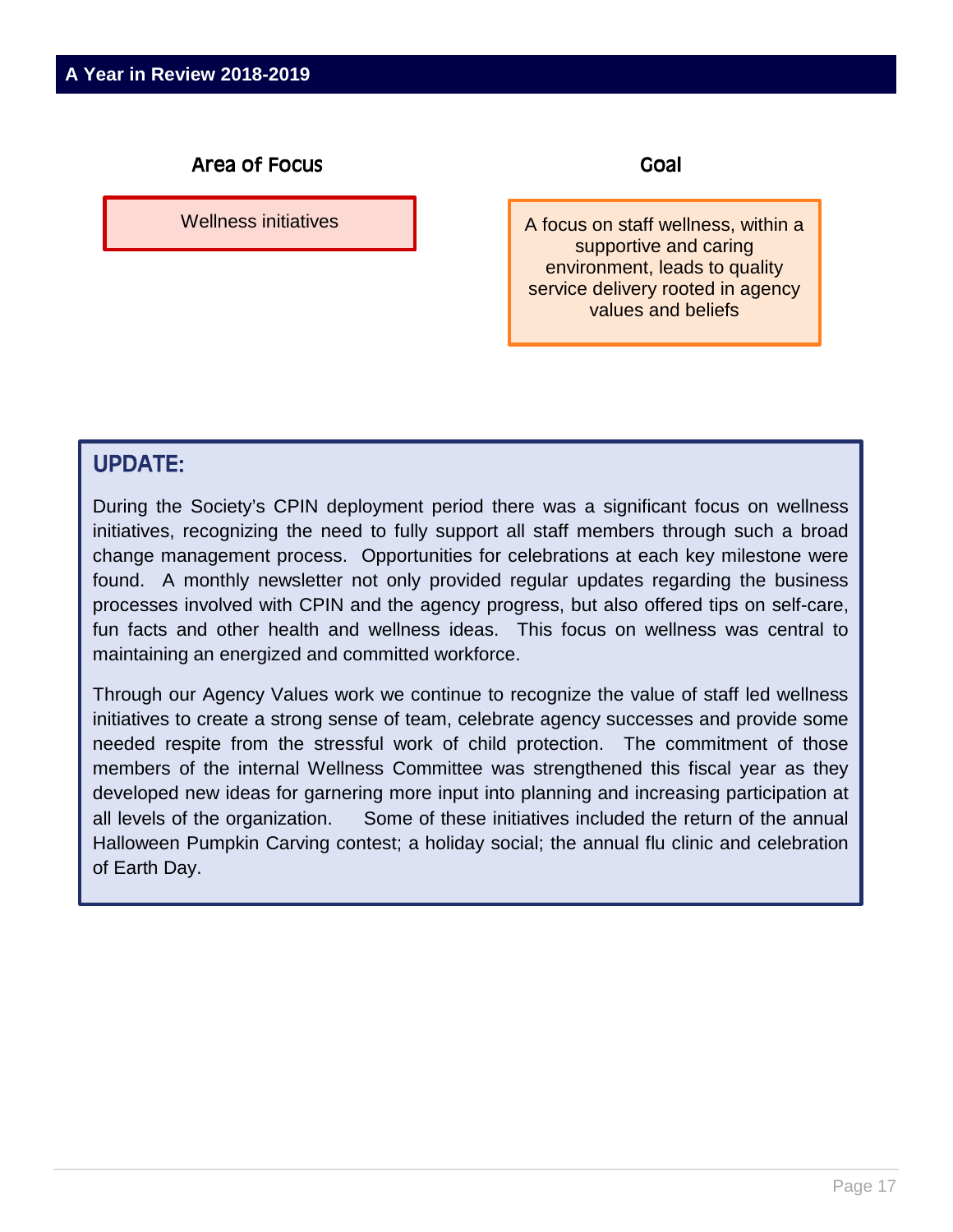## A Year in Review 2018-2019

| Area of Focus | Goal |
| --- | --- |
| Wellness initiatives | A focus on staff wellness, within a supportive and caring environment, leads to quality service delivery rooted in agency values and beliefs |

### UPDATE:

During the Society's CPIN deployment period there was a significant focus on wellness initiatives, recognizing the need to fully support all staff members through such a broad change management process. Opportunities for celebrations at each key milestone were found. A monthly newsletter not only provided regular updates regarding the business processes involved with CPIN and the agency progress, but also offered tips on self-care, fun facts and other health and wellness ideas. This focus on wellness was central to maintaining an energized and committed workforce.

Through our Agency Values work we continue to recognize the value of staff led wellness initiatives to create a strong sense of team, celebrate agency successes and provide some needed respite from the stressful work of child protection. The commitment of those members of the internal Wellness Committee was strengthened this fiscal year as they developed new ideas for garnering more input into planning and increasing participation at all levels of the organization. Some of these initiatives included the return of the annual Halloween Pumpkin Carving contest; a holiday social; the annual flu clinic and celebration of Earth Day.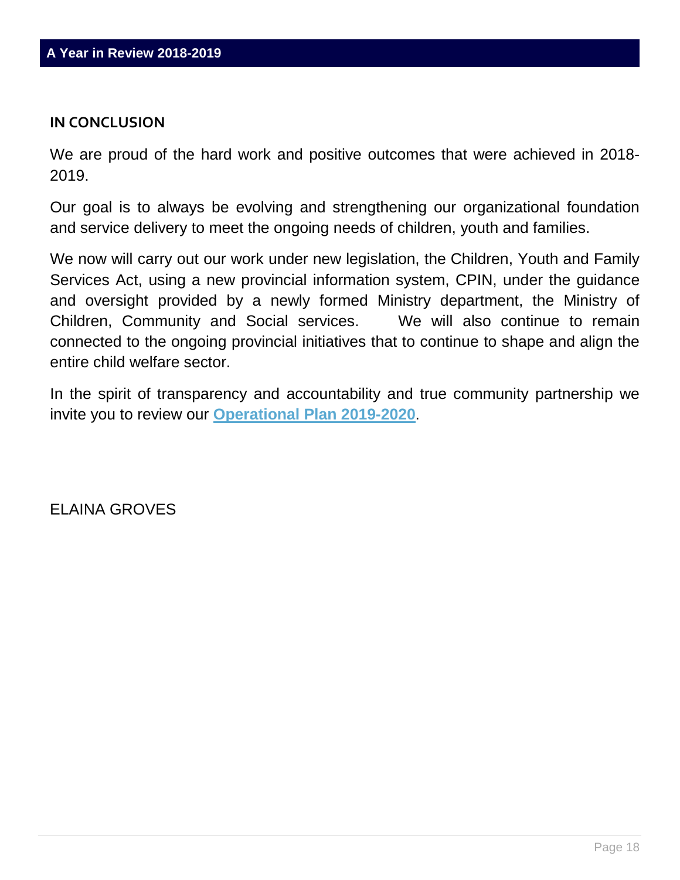## IN CONCLUSION

We are proud of the hard work and positive outcomes that were achieved in 2018-2019.

Our goal is to always be evolving and strengthening our organizational foundation and service delivery to meet the ongoing needs of children, youth and families.

We now will carry out our work under new legislation, the Children, Youth and Family Services Act, using a new provincial information system, CPIN, under the guidance and oversight provided by a newly formed Ministry department, the Ministry of Children, Community and Social services. We will also continue to remain connected to the ongoing provincial initiatives that to continue to shape and align the entire child welfare sector.

In the spirit of transparency and accountability and true community partnership we invite you to review our **Operational Plan 2019-2020**.

ELAINA GROVES